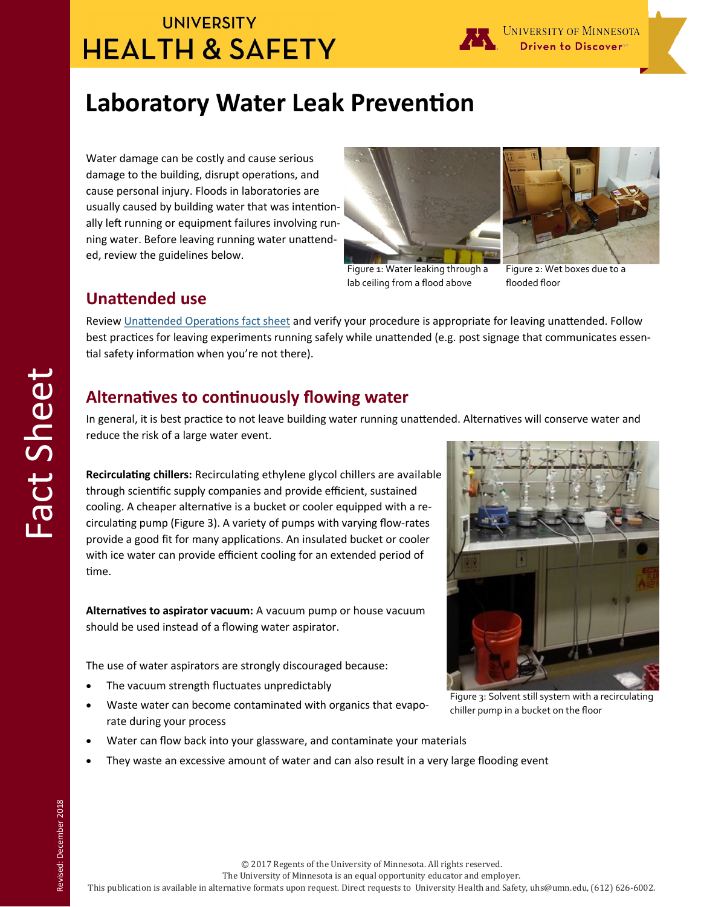UNIVERSITY HEALTH & SAFETY

# Laboratory Water Leak Prevention

Water damage can be costly and cause serious damage to the building, disrupt operations, and cause personal injury. Floods in laboratories are usually caused by building water that was intentionally left running or equipment failures involving running water. Before leaving running water unattended, review the guidelines below.

Figure 1: Water leaking through a lab ceiling from a flood above

Figure 2: Wet boxes due to a flooded floor

## Unattended use

Review [Unattended Operations fact sheet]() and verify your procedure is appropriate for leaving unattended. Follow best practices for leaving experiments running safely while unattended (e.g. post signage that communicates essential safety information when you're not there).

## Alternatives to continuously flowing water

In general, it is best practice to not leave building water running unattended. Alternatives will conserve water and reduce the risk of a large water event.

**Recirculating chillers:** Recirculating ethylene glycol chillers are available through scientific supply companies and provide efficient, sustained cooling. A cheaper alternative is a bucket or cooler equipped with a recirculating pump (Figure 3). A variety of pumps with varying flow-rates provide a good fit for many applications. An insulated bucket or cooler with ice water can provide efficient cooling for an extended period of time.

Figure 3: Solvent still system with a recirculating chiller pump in a bucket on the floor

**Alternatives to aspirator vacuum:** A vacuum pump or house vacuum should be used instead of a flowing water aspirator.

The use of water aspirators are strongly discouraged because:

- The vacuum strength fluctuates unpredictably
- Waste water can become contaminated with organics that evaporate during your process
- Water can flow back into your glassware, and contaminate your materials
- They waste an excessive amount of water and can also result in a very large flooding event

© 2017 Regents of the University of Minnesota. All rights reserved.
The University of Minnesota is an equal opportunity educator and employer.
This publication is available in alternative formats upon request. Direct requests to University Health and Safety, uhs@umn.edu, (612) 626-6002.

Revised: December 2018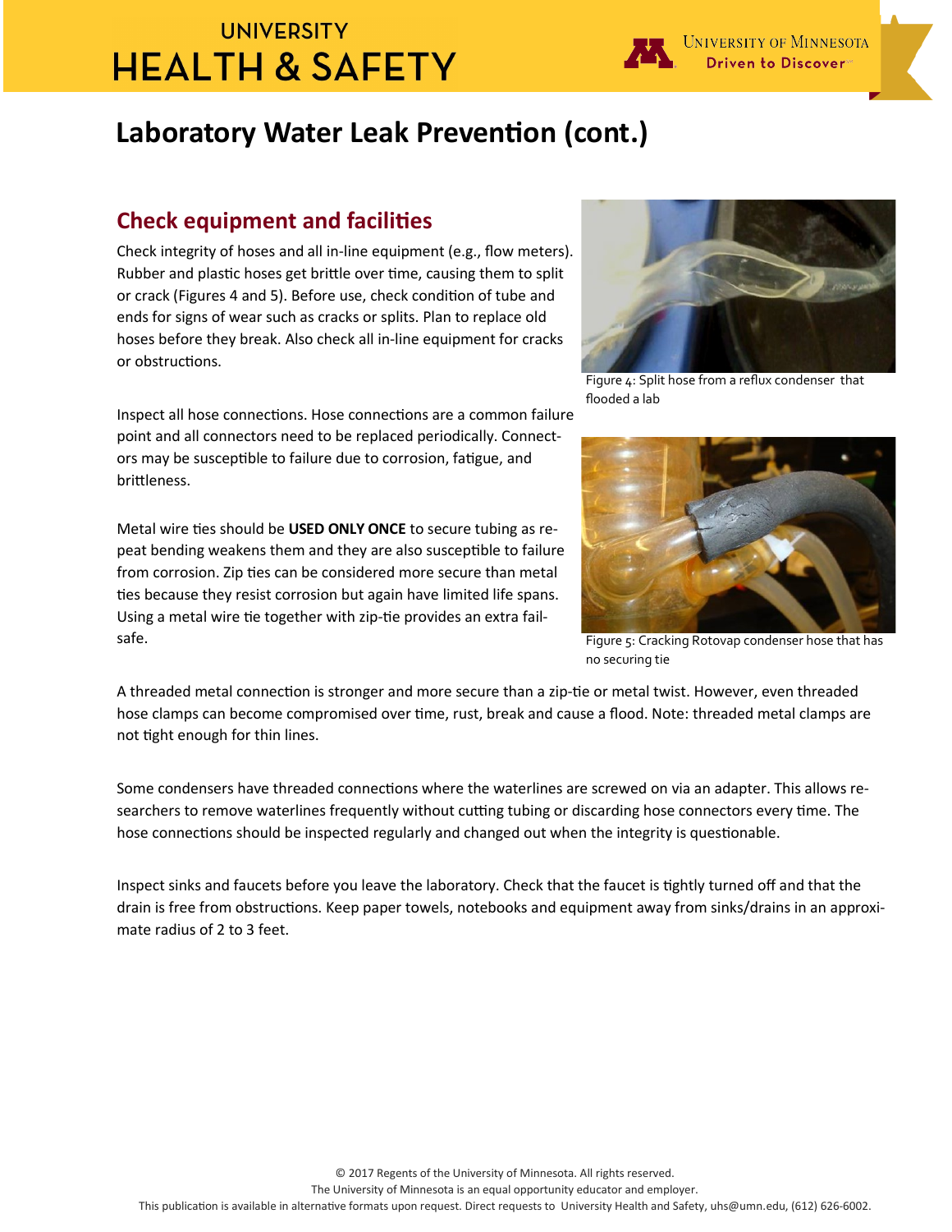# Laboratory Water Leak Prevention (cont.)

## Check equipment and facilities

Check integrity of hoses and all in-line equipment (e.g., flow meters). Rubber and plastic hoses get brittle over time, causing them to split or crack (Figures 4 and 5). Before use, check condition of tube and ends for signs of wear such as cracks or splits. Plan to replace old hoses before they break. Also check all in-line equipment for cracks or obstructions.

Figure 4: Split hose from a reflux condenser that flooded a lab

Inspect all hose connections. Hose connections are a common failure point and all connectors need to be replaced periodically. Connectors may be susceptible to failure due to corrosion, fatigue, and brittleness.

Metal wire ties should be **USED ONLY ONCE** to secure tubing as repeat bending weakens them and they are also susceptible to failure from corrosion. Zip ties can be considered more secure than metal ties because they resist corrosion but again have limited life spans. Using a metal wire tie together with zip-tie provides an extra fail-safe.

Figure 5: Cracking Rotovap condenser hose that has no securing tie

A threaded metal connection is stronger and more secure than a zip-tie or metal twist. However, even threaded hose clamps can become compromised over time, rust, break and cause a flood. Note: threaded metal clamps are not tight enough for thin lines.

Some condensers have threaded connections where the waterlines are screwed on via an adapter. This allows researchers to remove waterlines frequently without cutting tubing or discarding hose connectors every time. The hose connections should be inspected regularly and changed out when the integrity is questionable.

Inspect sinks and faucets before you leave the laboratory. Check that the faucet is tightly turned off and that the drain is free from obstructions. Keep paper towels, notebooks and equipment away from sinks/drains in an approximate radius of 2 to 3 feet.

© 2017 Regents of the University of Minnesota. All rights reserved.
The University of Minnesota is an equal opportunity educator and employer.
This publication is available in alternative formats upon request. Direct requests to University Health and Safety, uhs@umn.edu, (612) 626-6002.